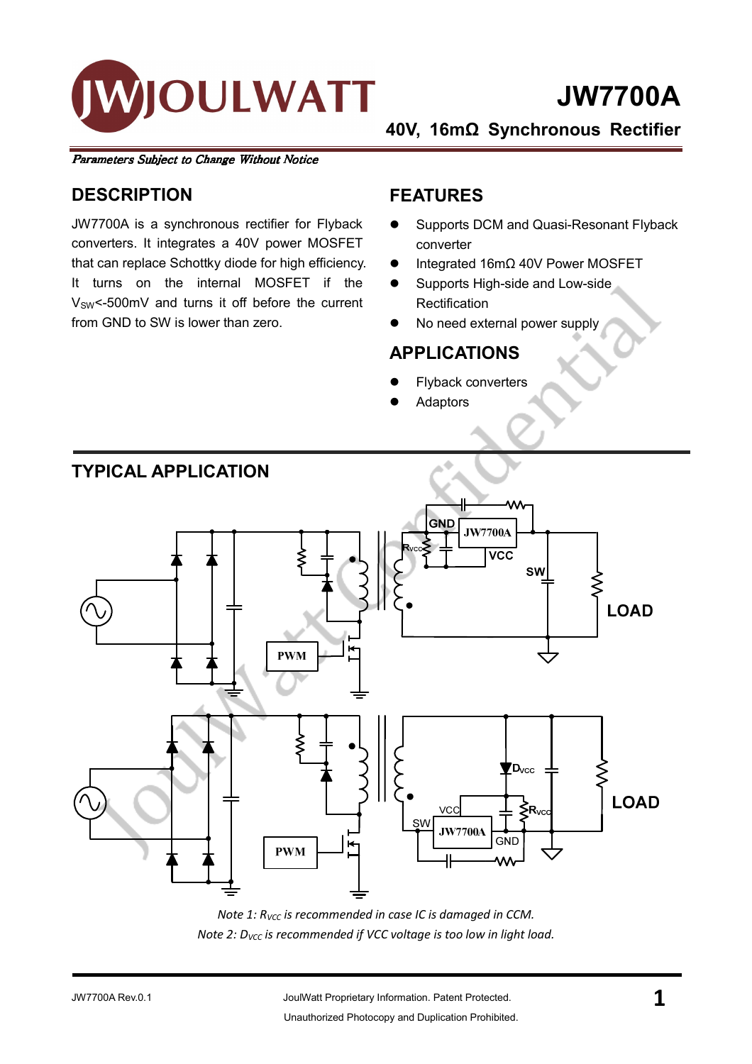# JW7700A

**40V, 16mΩ Synchronous Rectifier**

*Parameters Subject to Change Without Notice*

## DESCRIPTION

JW7700A is a synchronous rectifier for Flyback converters. It integrates a 40V power MOSFET that can replace Schottky diode for high efficiency. It turns on the internal MOSFET if the $V_{SW}$<-500mV and turns it off before the current from GND to SW is lower than zero.

## FEATURES

- Supports DCM and Quasi-Resonant Flyback converter
- Integrated 16mΩ 40V Power MOSFET
- Supports High-side and Low-side Rectification
- No need external power supply

## APPLICATIONS

- Flyback converters
- Adaptors

## TYPICAL APPLICATION

*Note 1: $R_{VCC}$ is recommended in case IC is damaged in CCM.*

*Note 2: $D_{VCC}$ is recommended if VCC voltage is too low in light load.*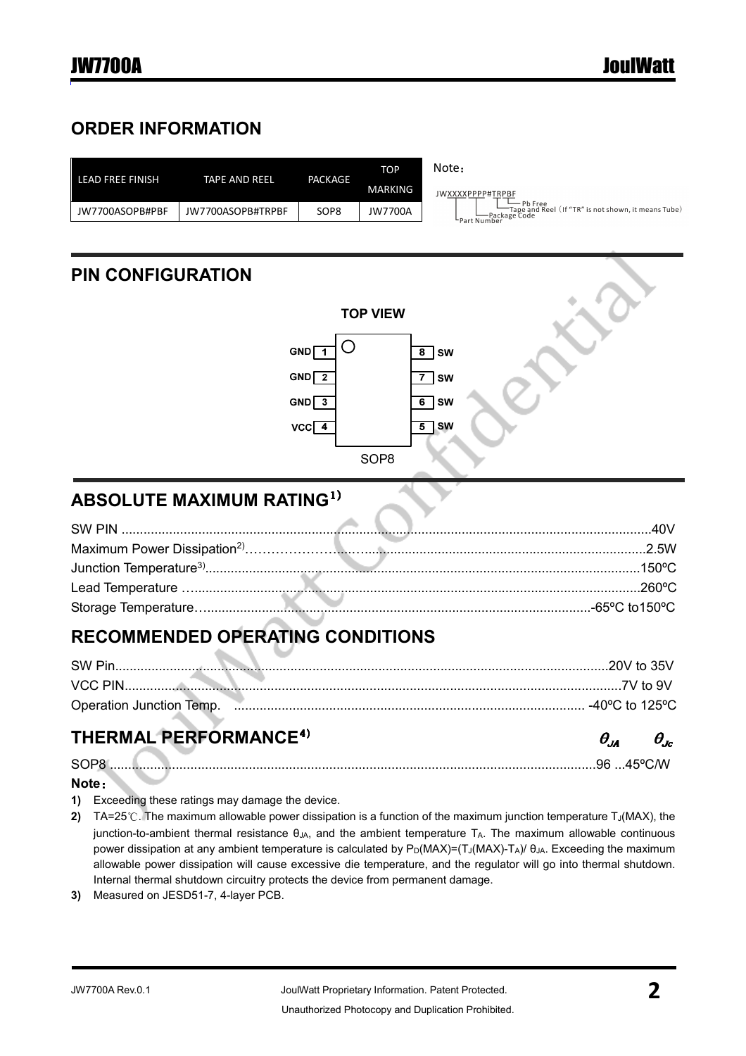## ORDER INFORMATION

| LEAD FREE FINISH | TAPE AND REEL | PACKAGE | TOP MARKING |
|---|---|---|---|
| JW7700ASOPB#PBF | JW7700ASOPB#TRPBF | SOP8 | JW7700A |

Note：

JWXXXXPPPP#TRPBF
- Part Number
- Package Code
- Tape and Reel (If "TR" is not shown, it means Tube)
- Pb Free

## PIN CONFIGURATION

TOP VIEW

| Pin | Name | Pin | Name |
|---|---|---|---|
| 1 | GND | 8 | SW |
| 2 | GND | 7 | SW |
| 3 | GND | 6 | SW |
| 4 | VCC | 5 | SW |

SOP8

## ABSOLUTE MAXIMUM RATING[1)]

SW PIN ....................................................................................................................................40V
Maximum Power Dissipation[2)]..........................................................................................................2.5W
Junction Temperature[3)].......................................................................................................................150ºC
Lead Temperature ...............................................................................................................................260ºC
Storage Temperature...............................................................................................................-65ºC to150ºC

## RECOMMENDED OPERATING CONDITIONS

SW Pin...........................................................................................................................................20V to 35V
VCC PIN..............................................................................................................................................7V to 9V
Operation Junction Temp. ............................................................................................... -40ºC to 125ºC

## THERMAL PERFORMANCE[4)]

| | $\theta_{JA}$ | $\theta_{Jc}$ |
|---|---|---|
| SOP8 | 96 | 45ºC/W |

**Note：**

1) Exceeding these ratings may damage the device.
2) TA=25℃. The maximum allowable power dissipation is a function of the maximum junction temperature $T_J$(MAX), the junction-to-ambient thermal resistance $\theta_{JA}$, and the ambient temperature $T_A$. The maximum allowable continuous power dissipation at any ambient temperature is calculated by $P_D(MAX)=(T_J(MAX)-T_A)/\theta_{JA}$. Exceeding the maximum allowable power dissipation will cause excessive die temperature, and the regulator will go into thermal shutdown. Internal thermal shutdown circuitry protects the device from permanent damage.
3) Measured on JESD51-7, 4-layer PCB.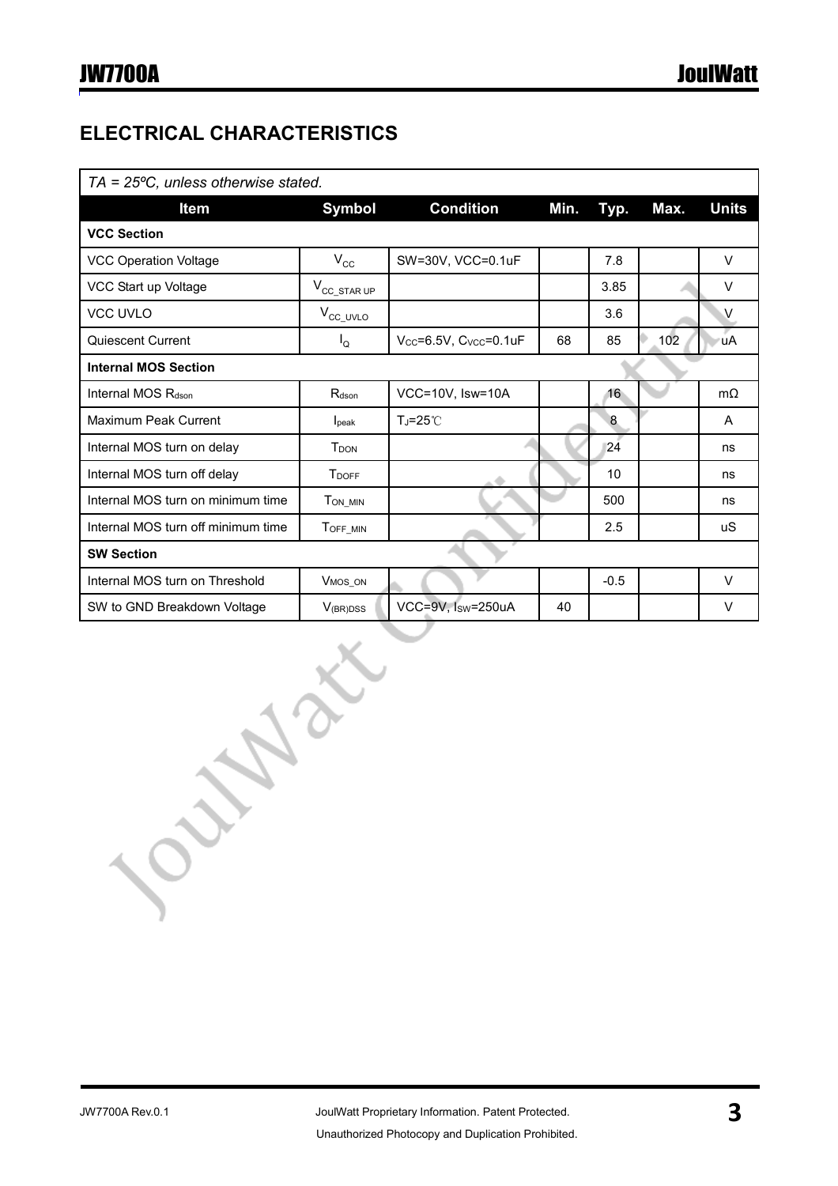## ELECTRICAL CHARACTERISTICS

*TA = 25ºC, unless otherwise stated.*

| Item | Symbol | Condition | Min. | Typ. | Max. | Units |
|---|---|---|---|---|---|---|
| **VCC Section** | | | | | | |
| VCC Operation Voltage | $V_{CC}$ | SW=30V, VCC=0.1uF | | 7.8 | | V |
| VCC Start up Voltage | $V_{CC\_STAR\ UP}$ | | | 3.85 | | V |
| VCC UVLO | $V_{CC\_UVLO}$ | | | 3.6 | | V |
| Quiescent Current | $I_Q$ | $V_{CC}$=6.5V, $C_{VCC}$=0.1uF | 68 | 85 | 102 | uA |
| **Internal MOS Section** | | | | | | |
| Internal MOS $R_{dson}$ | $R_{dson}$ | VCC=10V, Isw=10A | | 16 | | mΩ |
| Maximum Peak Current | $I_{peak}$ | $T_J$=25℃ | | 8 | | A |
| Internal MOS turn on delay | $T_{DON}$ | | | 24 | | ns |
| Internal MOS turn off delay | $T_{DOFF}$ | | | 10 | | ns |
| Internal MOS turn on minimum time | $T_{ON\_MIN}$ | | | 500 | | ns |
| Internal MOS turn off minimum time | $T_{OFF\_MIN}$ | | | 2.5 | | uS |
| **SW Section** | | | | | | |
| Internal MOS turn on Threshold | $V_{MOS\_ON}$ | | | -0.5 | | V |
| SW to GND Breakdown Voltage | $V_{(BR)DSS}$ | VCC=9V, $I_{SW}$=250uA | 40 | | | V |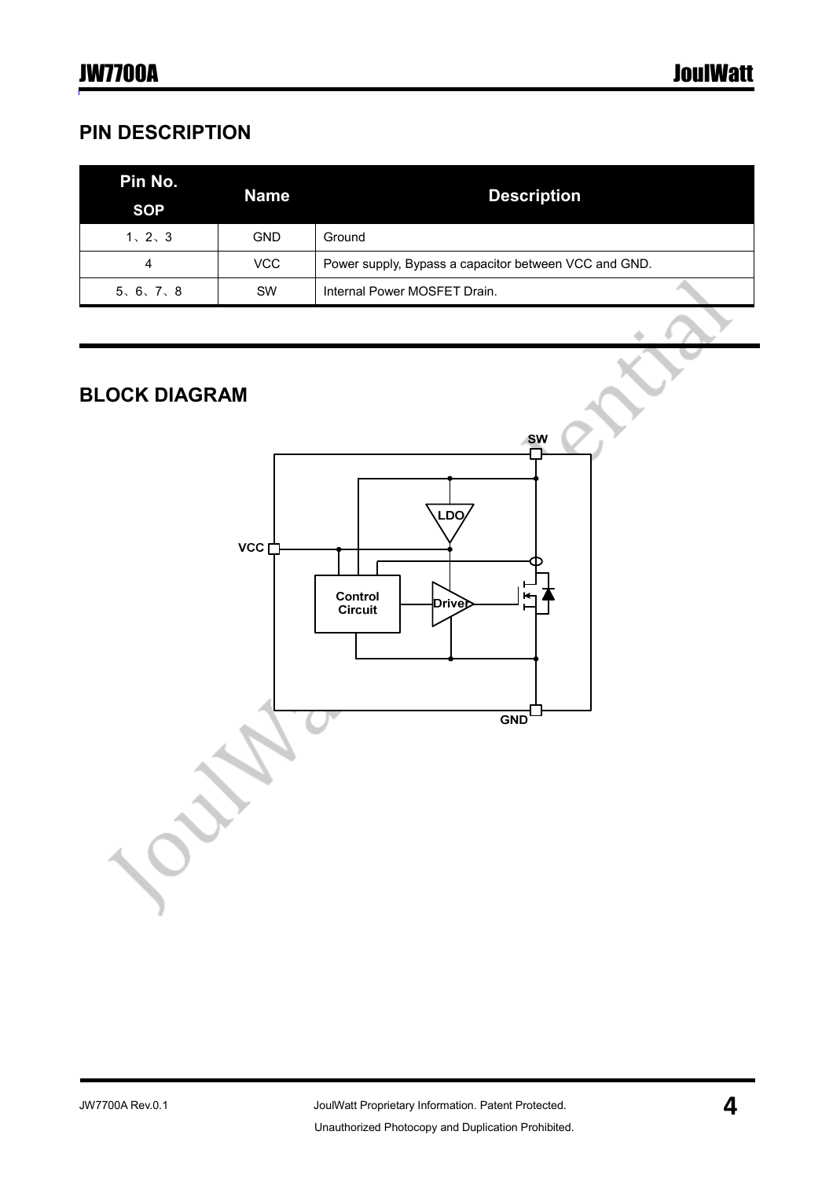## PIN DESCRIPTION

| Pin No. SOP | Name | Description |
|---|---|---|
| 1、2、3 | GND | Ground |
| 4 | VCC | Power supply, Bypass a capacitor between VCC and GND. |
| 5、6、7、8 | SW | Internal Power MOSFET Drain. |

## BLOCK DIAGRAM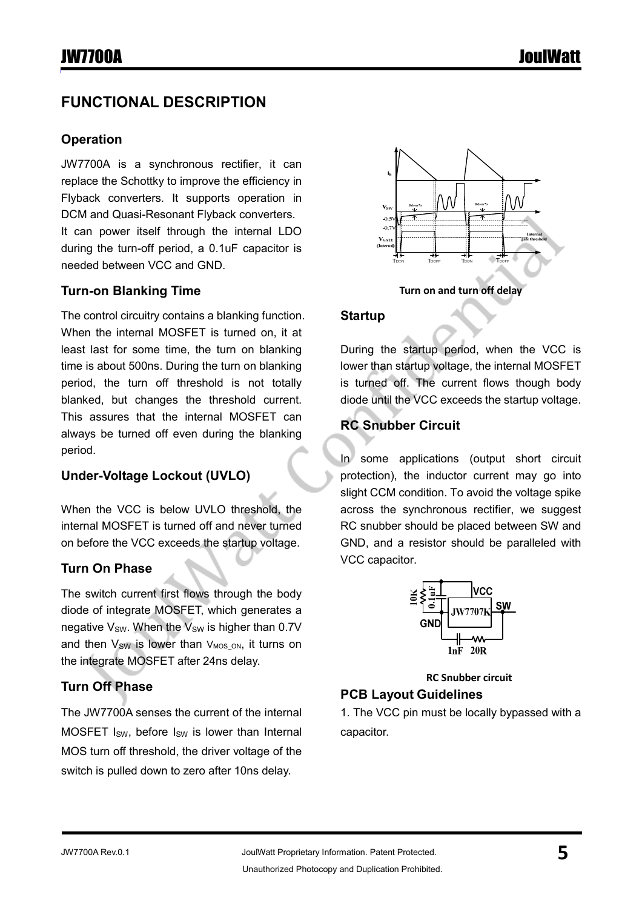# FUNCTIONAL DESCRIPTION

## Operation

JW7700A is a synchronous rectifier, it can replace the Schottky to improve the efficiency in Flyback converters. It supports operation in DCM and Quasi-Resonant Flyback converters.

It can power itself through the internal LDO during the turn-off period, a 0.1uF capacitor is needed between VCC and GND.

## Turn-on Blanking Time

The control circuitry contains a blanking function. When the internal MOSFET is turned on, it at least last for some time, the turn on blanking time is about 500ns. During the turn on blanking period, the turn off threshold is not totally blanked, but changes the threshold current. This assures that the internal MOSFET can always be turned off even during the blanking period.

## Under-Voltage Lockout (UVLO)

When the VCC is below UVLO threshold, the internal MOSFET is turned off and never turned on before the VCC exceeds the startup voltage.

## Turn On Phase

The switch current first flows through the body diode of integrate MOSFET, which generates a negative $V_{SW}$. When the $V_{SW}$ is higher than 0.7V and then $V_{SW}$ is lower than $V_{MOS\_ON}$, it turns on the integrate MOSFET after 24ns delay.

## Turn Off Phase

The JW7700A senses the current of the internal MOSFET $I_{SW}$, before $I_{SW}$ is lower than Internal MOS turn off threshold, the driver voltage of the switch is pulled down to zero after 10ns delay.

**Turn on and turn off delay**

## Startup

During the startup period, when the VCC is lower than startup voltage, the internal MOSFET is turned off. The current flows though body diode until the VCC exceeds the startup voltage.

## RC Snubber Circuit

In some applications (output short circuit protection), the inductor current may go into slight CCM condition. To avoid the voltage spike across the synchronous rectifier, we suggest RC snubber should be placed between SW and GND, and a resistor should be paralleled with VCC capacitor.

**RC Snubber circuit**

## PCB Layout Guidelines

1. The VCC pin must be locally bypassed with a capacitor.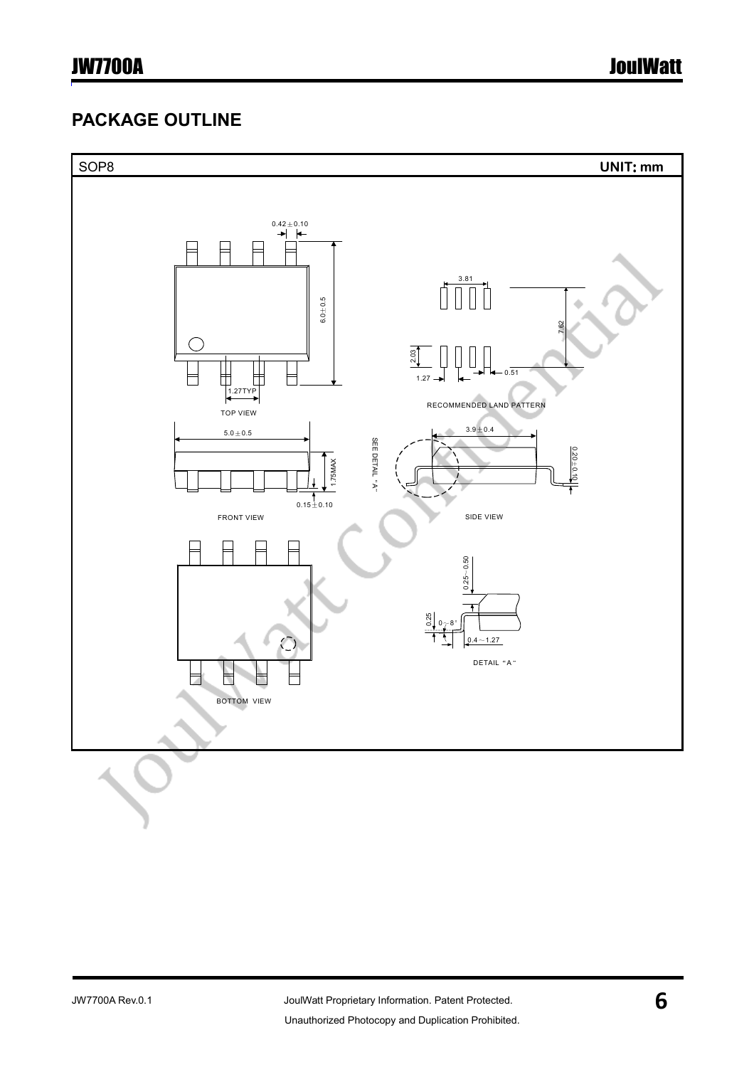## PACKAGE OUTLINE

SOP8 **UNIT: mm**

0.42±0.10

6.0±0.5

1.27TYP

TOP VIEW

3.81

7.62

2.03

1.27

0.51

RECOMMENDED LAND PATTERN

5.0±0.5

1.75MAX

0.15±0.10

FRONT VIEW

SEE DETAIL "A"

3.9±0.4

0.20±0.10

SIDE VIEW

BOTTOM VIEW

0.25~0.50

0.25

0~8°

0.4~1.27

DETAIL "A"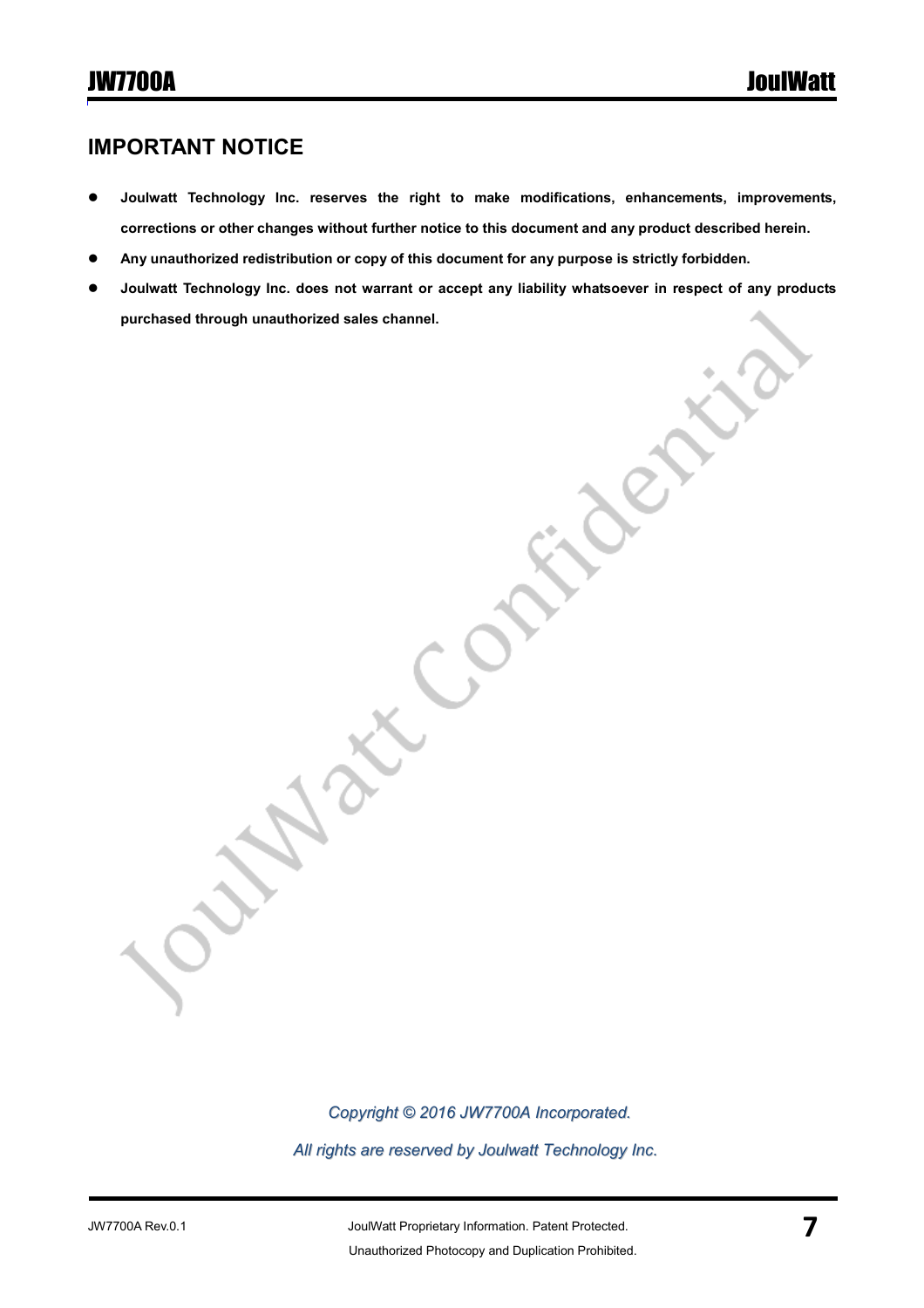## IMPORTANT NOTICE

- **Joulwatt Technology Inc. reserves the right to make modifications, enhancements, improvements, corrections or other changes without further notice to this document and any product described herein.**
- **Any unauthorized redistribution or copy of this document for any purpose is strictly forbidden.**
- **Joulwatt Technology Inc. does not warrant or accept any liability whatsoever in respect of any products purchased through unauthorized sales channel.**

*Copyright © 2016 JW7700A Incorporated.*

*All rights are reserved by Joulwatt Technology Inc.*